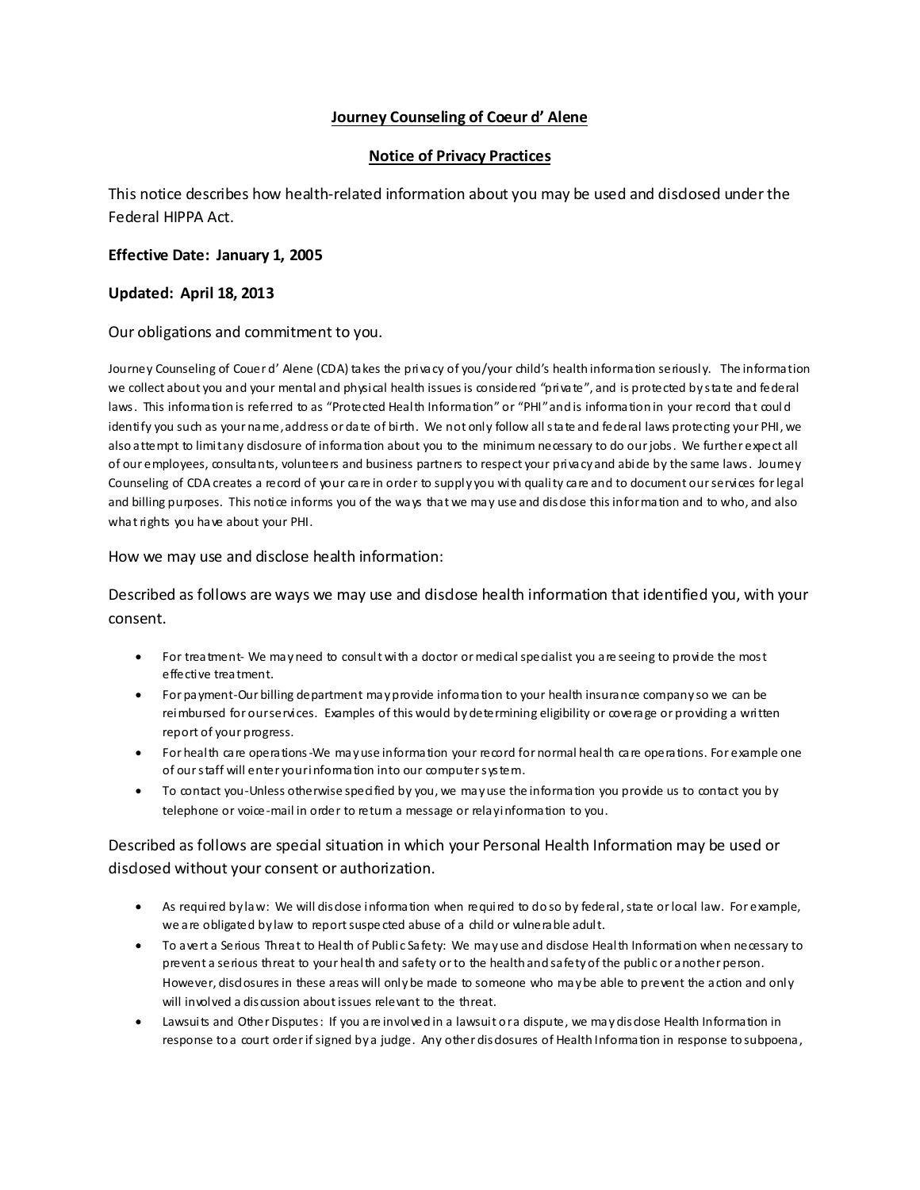**Journey Counseling of Coeur d' Alene**

**Notice of Privacy Practices**

This notice describes how health-related information about you may be used and disclosed under the Federal HIPPA Act.

**Effective Date: January 1, 2005**

**Updated: April 18, 2013**

Our obligations and commitment to you.

Journey Counseling of Couer d' Alene (CDA) takes the privacy of you/your child's health information seriously. The information we collect about you and your mental and physical health issues is considered "private", and is protected by state and federal laws. This information is referred to as "Protected Health Information" or "PHI" and is information in your record that could identify you such as your name, address or date of birth. We not only follow all state and federal laws protecting your PHI, we also attempt to limit any disclosure of information about you to the minimum necessary to do our jobs. We further expect all of our employees, consultants, volunteers and business partners to respect your privacy and abide by the same laws. Journey Counseling of CDA creates a record of your care in order to supply you with quality care and to document our services for legal and billing purposes. This notice informs you of the ways that we may use and disclose this information and to who, and also what rights you have about your PHI.

How we may use and disclose health information:

Described as follows are ways we may use and disclose health information that identified you, with your consent.

- For treatment- We may need to consult with a doctor or medical specialist you are seeing to provide the most effective treatment.
- For payment-Our billing department may provide information to your health insurance company so we can be reimbursed for our services. Examples of this would by determining eligibility or coverage or providing a written report of your progress.
- For health care operations-We may use information your record for normal health care operations. For example one of our staff will enter your information into our computer system.
- To contact you-Unless otherwise specified by you, we may use the information you provide us to contact you by telephone or voice-mail in order to return a message or relay information to you.

Described as follows are special situation in which your Personal Health Information may be used or disclosed without your consent or authorization.

- As required by law: We will disclose information when required to do so by federal, state or local law. For example, we are obligated by law to report suspected abuse of a child or vulnerable adult.
- To avert a Serious Threat to Health of Public Safety: We may use and disclose Health Information when necessary to prevent a serious threat to your health and safety or to the health and safety of the public or another person. However, disclosures in these areas will only be made to someone who may be able to prevent the action and only will involved a discussion about issues relevant to the threat.
- Lawsuits and Other Disputes: If you are involved in a lawsuit or a dispute, we may disclose Health Information in response to a court order if signed by a judge. Any other disclosures of Health Information in response to subpoena,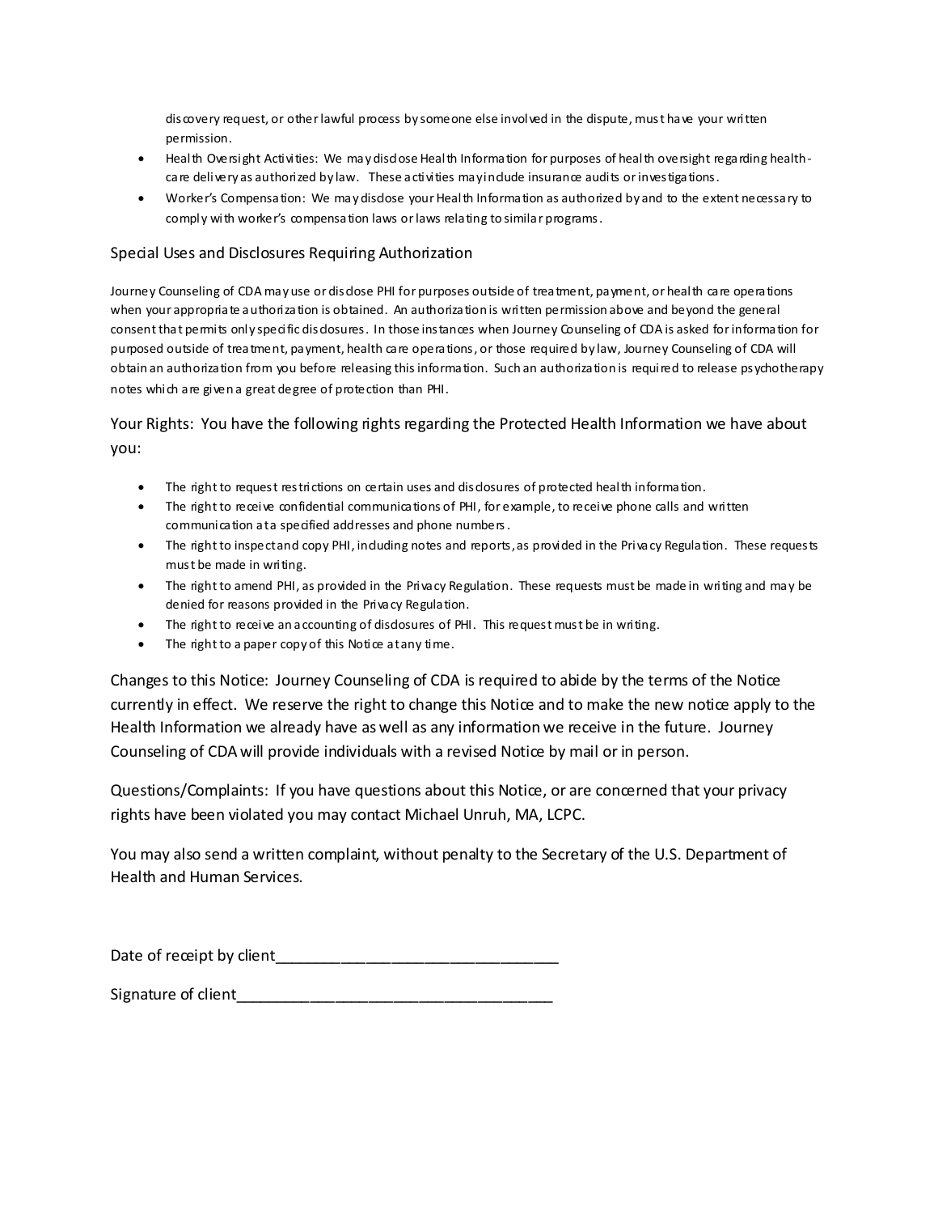discovery request, or other lawful process by someone else involved in the dispute, must have your written permission.

- Health Oversight Activities: We may disclose Health Information for purposes of health oversight regarding health-care delivery as authorized by law. These activities may include insurance audits or investigations.
- Worker's Compensation: We may disclose your Health Information as authorized by and to the extent necessary to comply with worker's compensation laws or laws relating to similar programs.

### Special Uses and Disclosures Requiring Authorization

Journey Counseling of CDA may use or disclose PHI for purposes outside of treatment, payment, or health care operations when your appropriate authorization is obtained. An authorization is written permission above and beyond the general consent that permits only specific disclosures. In those instances when Journey Counseling of CDA is asked for information for purposed outside of treatment, payment, health care operations, or those required by law, Journey Counseling of CDA will obtain an authorization from you before releasing this information. Such an authorization is required to release psychotherapy notes which are given a great degree of protection than PHI.

Your Rights: You have the following rights regarding the Protected Health Information we have about you:

- The right to request restrictions on certain uses and disclosures of protected health information.
- The right to receive confidential communications of PHI, for example, to receive phone calls and written communication at a specified addresses and phone numbers.
- The right to inspect and copy PHI, including notes and reports, as provided in the Privacy Regulation. These requests must be made in writing.
- The right to amend PHI, as provided in the Privacy Regulation. These requests must be made in writing and may be denied for reasons provided in the Privacy Regulation.
- The right to receive an accounting of disclosures of PHI. This request must be in writing.
- The right to a paper copy of this Notice at any time.

Changes to this Notice: Journey Counseling of CDA is required to abide by the terms of the Notice currently in effect. We reserve the right to change this Notice and to make the new notice apply to the Health Information we already have as well as any information we receive in the future. Journey Counseling of CDA will provide individuals with a revised Notice by mail or in person.

Questions/Complaints: If you have questions about this Notice, or are concerned that your privacy rights have been violated you may contact Michael Unruh, MA, LCPC.

You may also send a written complaint, without penalty to the Secretary of the U.S. Department of Health and Human Services.

Date of receipt by client_________________________________

Signature of client____________________________________